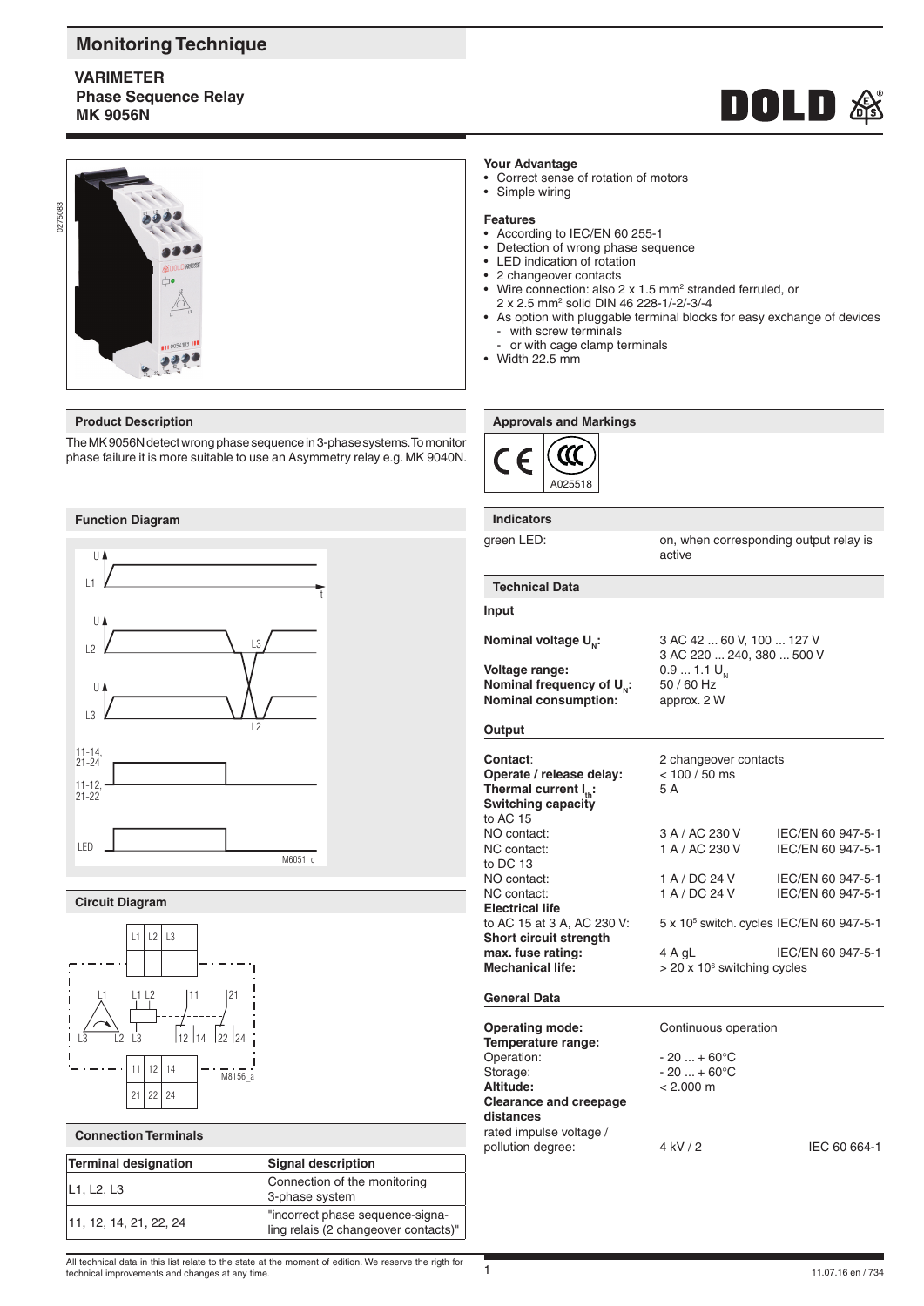# Monitoring Technique

**VARIMETER**
**Phase Sequence Relay**
**MK 9056N**

### Your Advantage

- Correct sense of rotation of motors
- Simple wiring

### Features

- According to IEC/EN 60 255-1
- Detection of wrong phase sequence
- LED indication of rotation
- 2 changeover contacts
- Wire connection: also 2 x 1.5 mm² stranded ferruled, or 2 x 2.5 mm² solid DIN 46 228-1/-2/-3/-4
- As option with pluggable terminal blocks for easy exchange of devices
  - with screw terminals
  - or with cage clamp terminals
- Width 22.5 mm

## Product Description

The MK 9056N detect wrong phase sequence in 3-phase systems. To monitor phase failure it is more suitable to use an Asymmetry relay e.g. MK 9040N.

## Function Diagram

## Circuit Diagram

## Connection Terminals

| Terminal designation | Signal description |
|---|---|
| L1, L2, L3 | Connection of the monitoring 3-phase system |
| 11, 12, 14, 21, 22, 24 | "incorrect phase sequence-signaling relais (2 changeover contacts)" |

## Approvals and Markings

A025518

## Indicators

| | |
|---|---|
| green LED: | on, when corresponding output relay is active |

## Technical Data

### Input

| | | |
|---|---|---|
| **Nominal voltage $U_N$:** | 3 AC 42 ... 60 V, 100 ... 127 V<br>3 AC 220 ... 240, 380 ... 500 V | |
| **Voltage range:** | 0.9 ... 1.1 $U_N$ | |
| **Nominal frequency of $U_N$:** | 50 / 60 Hz | |
| **Nominal consumption:** | approx. 2 W | |

### Output

| | | |
|---|---|---|
| **Contact:** | 2 changeover contacts | |
| **Operate / release delay:** | < 100 / 50 ms | |
| **Thermal current $I_{th}$:** | 5 A | |
| **Switching capacity** | | |
| to AC 15 | | |
| NO contact: | 3 A / AC 230 V | IEC/EN 60 947-5-1 |
| NC contact: | 1 A / AC 230 V | IEC/EN 60 947-5-1 |
| to DC 13 | | |
| NO contact: | 1 A / DC 24 V | IEC/EN 60 947-5-1 |
| NC contact: | 1 A / DC 24 V | IEC/EN 60 947-5-1 |
| **Electrical life** | | |
| to AC 15 at 3 A, AC 230 V: | 5 x $10^5$ switch. cycles | IEC/EN 60 947-5-1 |
| **Short circuit strength** | | |
| **max. fuse rating:** | 4 A gL | IEC/EN 60 947-5-1 |
| **Mechanical life:** | > 20 x $10^6$ switching cycles | |

### General Data

| | | |
|---|---|---|
| **Operating mode:** | Continuous operation | |
| **Temperature range:** | | |
| Operation: | - 20 ... + 60°C | |
| Storage: | - 20 ... + 60°C | |
| **Altitude:** | < 2.000 m | |
| **Clearance and creepage distances** | | |
| rated impulse voltage / pollution degree: | 4 kV / 2 | IEC 60 664-1 |

All technical data in this list relate to the state at the moment of edition. We reserve the rigth for technical improvements and changes at any time.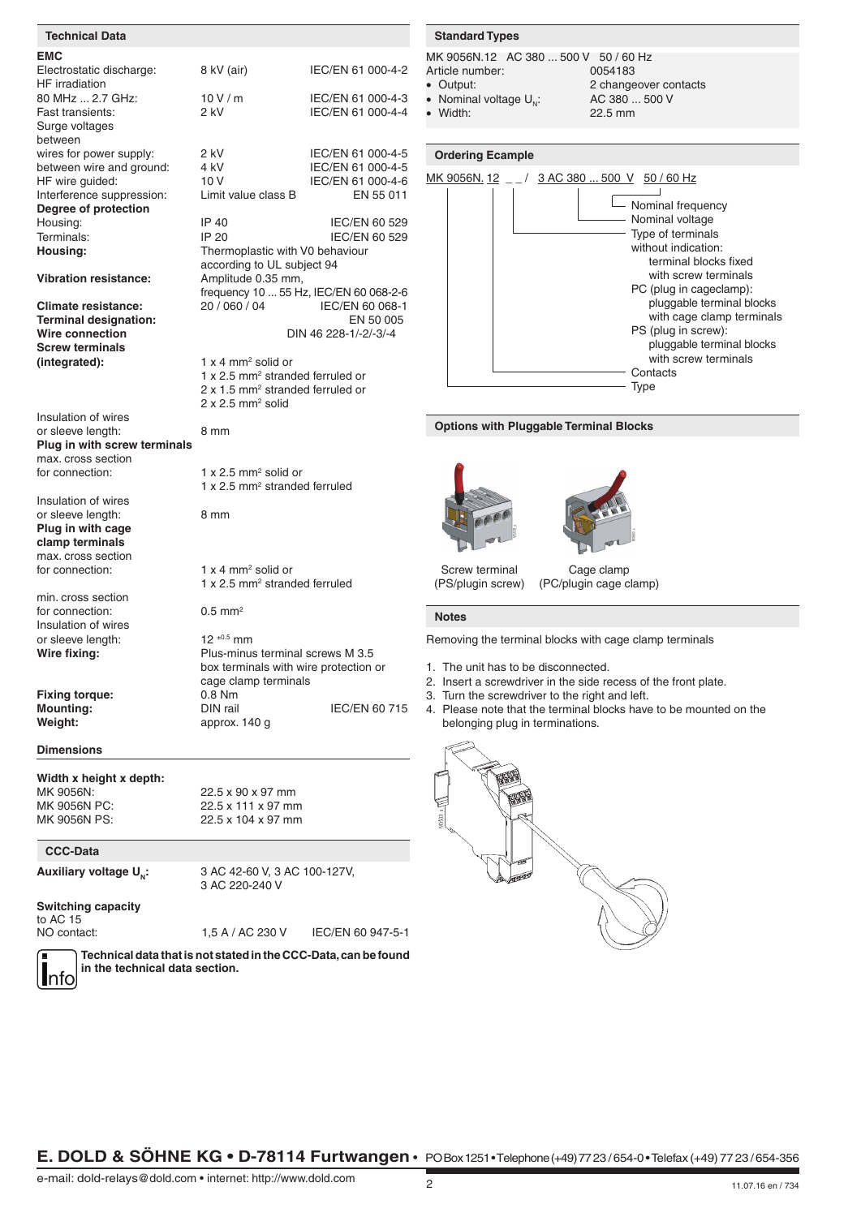## Technical Data

| | | |
|---|---|---|
| **EMC** | | |
| Electrostatic discharge: | 8 kV (air) | IEC/EN 61 000-4-2 |
| HF irradiation | | |
| 80 MHz ... 2.7 GHz: | 10 V / m | IEC/EN 61 000-4-3 |
| Fast transients: | 2 kV | IEC/EN 61 000-4-4 |
| Surge voltages between | | |
| wires for power supply: | 2 kV | IEC/EN 61 000-4-5 |
| between wire and ground: | 4 kV | IEC/EN 61 000-4-5 |
| HF wire guided: | 10 V | IEC/EN 61 000-4-6 |
| Interference suppression: | Limit value class B | EN 55 011 |
| **Degree of protection** | | |
| Housing: | IP 40 | IEC/EN 60 529 |
| Terminals: | IP 20 | IEC/EN 60 529 |
| **Housing:** | Thermoplastic with V0 behaviour according to UL subject 94 | |
| **Vibration resistance:** | Amplitude 0.35 mm, frequency 10 ... 55 Hz, IEC/EN 60 068-2-6 | |
| **Climate resistance:** | 20 / 060 / 04 | IEC/EN 60 068-1 |
| **Terminal designation:** | | EN 50 005 |
| **Wire connection** | | DIN 46 228-1/-2/-3/-4 |
| **Screw terminals (integrated):** | 1 x 4 mm² solid or<br>1 x 2.5 mm² stranded ferruled or<br>2 x 1.5 mm² stranded ferruled or<br>2 x 2.5 mm² solid | |
| Insulation of wires or sleeve length: | 8 mm | |
| **Plug in with screw terminals** | | |
| max. cross section for connection: | 1 x 2.5 mm² solid or<br>1 x 2.5 mm² stranded ferruled | |
| Insulation of wires or sleeve length: | 8 mm | |
| **Plug in with cage clamp terminals** | | |
| max. cross section for connection: | 1 x 4 mm² solid or<br>1 x 2.5 mm² stranded ferruled | |
| min. cross section for connection: | 0.5 mm² | |
| Insulation of wires or sleeve length: | 12 $^{\pm 0.5}$ mm | |
| **Wire fixing:** | Plus-minus terminal screws M 3.5 box terminals with wire protection or cage clamp terminals | |
| **Fixing torque:** | 0.8 Nm | |
| **Mounting:** | DIN rail | IEC/EN 60 715 |
| **Weight:** | approx. 140 g | |

### Dimensions

**Width x height x depth:**

| | |
|---|---|
| MK 9056N: | 22.5 x 90 x 97 mm |
| MK 9056N PC: | 22.5 x 111 x 97 mm |
| MK 9056N PS: | 22.5 x 104 x 97 mm |

## CCC-Data

| | | |
|---|---|---|
| **Auxiliary voltage $U_N$:** | 3 AC 42-60 V, 3 AC 100-127V, 3 AC 220-240 V | |
| **Switching capacity** to AC 15 | | |
| NO contact: | 1,5 A / AC 230 V | IEC/EN 60 947-5-1 |

**Technical data that is not stated in the CCC-Data, can be found in the technical data section.**

## Standard Types

MK 9056N.12 AC 380 ... 500 V 50 / 60 Hz

| | |
|---|---|
| Article number: | 0054183 |
| • Output: | 2 changeover contacts |
| • Nominal voltage $U_N$: | AC 380 ... 500 V |
| • Width: | 22.5 mm |

## Ordering Ecample

MK 9056N. 12 _ _ / 3 AC 380 ... 500 V 50 / 60 Hz

- Nominal frequency
- Nominal voltage
- Type of terminals
  - without indication: terminal blocks fixed with screw terminals
  - PC (plug in cageclamp): pluggable terminal blocks with cage clamp terminals
  - PS (plug in screw): pluggable terminal blocks with screw terminals
- Contacts
- Type

## Options with Pluggable Terminal Blocks

Screw terminal (PS/plugin screw)

Cage clamp (PC/plugin cage clamp)

## Notes

Removing the terminal blocks with cage clamp terminals

1. The unit has to be disconnected.
2. Insert a screwdriver in the side recess of the front plate.
3. Turn the screwdriver to the right and left.
4. Please note that the terminal blocks have to be mounted on the belonging plug in terminations.

**E. DOLD & SÖHNE KG • D-78114 Furtwangen** • PO Box 1251 • Telephone (+49) 77 23 / 654-0 • Telefax (+49) 77 23 / 654-356

e-mail: dold-relays@dold.com • internet: http://www.dold.com